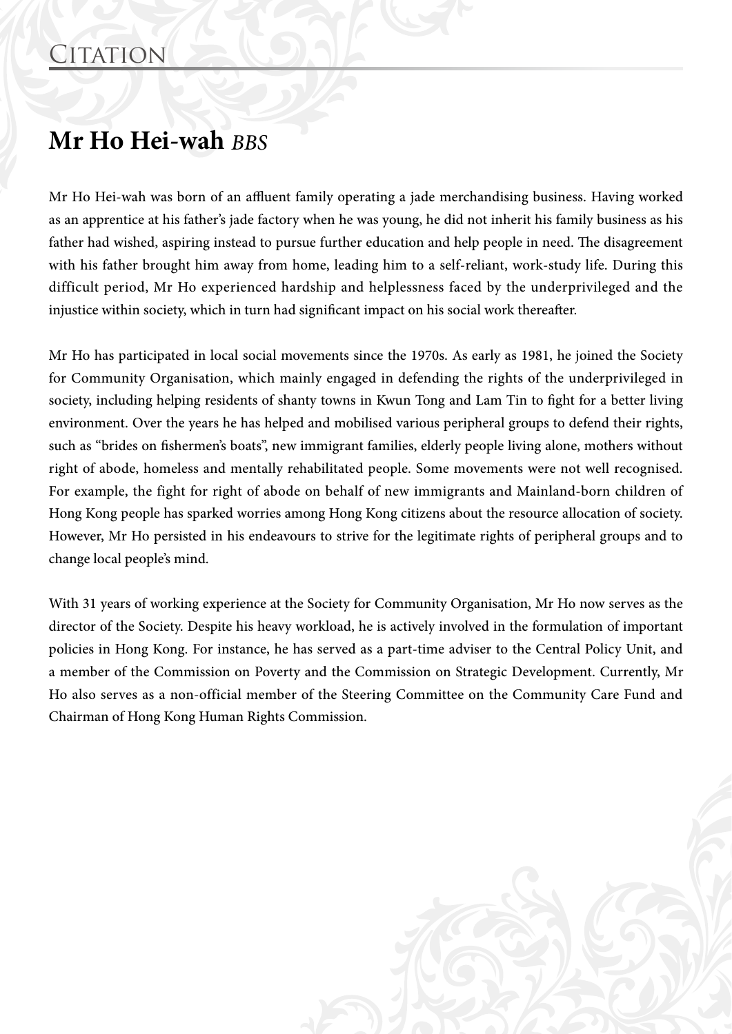# Citation

## Mr Ho Hei-wah *BBS*

Mr Ho Hei-wah was born of an affluent family operating a jade merchandising business. Having worked as an apprentice at his father's jade factory when he was young, he did not inherit his family business as his father had wished, aspiring instead to pursue further education and help people in need. The disagreement with his father brought him away from home, leading him to a self-reliant, work-study life. During this difficult period, Mr Ho experienced hardship and helplessness faced by the underprivileged and the injustice within society, which in turn had significant impact on his social work thereafter.

Mr Ho has participated in local social movements since the 1970s. As early as 1981, he joined the Society for Community Organisation, which mainly engaged in defending the rights of the underprivileged in society, including helping residents of shanty towns in Kwun Tong and Lam Tin to fight for a better living environment. Over the years he has helped and mobilised various peripheral groups to defend their rights, such as "brides on fishermen's boats", new immigrant families, elderly people living alone, mothers without right of abode, homeless and mentally rehabilitated people. Some movements were not well recognised. For example, the fight for right of abode on behalf of new immigrants and Mainland-born children of Hong Kong people has sparked worries among Hong Kong citizens about the resource allocation of society. However, Mr Ho persisted in his endeavours to strive for the legitimate rights of peripheral groups and to change local people's mind.

With 31 years of working experience at the Society for Community Organisation, Mr Ho now serves as the director of the Society. Despite his heavy workload, he is actively involved in the formulation of important policies in Hong Kong. For instance, he has served as a part-time adviser to the Central Policy Unit, and a member of the Commission on Poverty and the Commission on Strategic Development. Currently, Mr Ho also serves as a non-official member of the Steering Committee on the Community Care Fund and Chairman of Hong Kong Human Rights Commission.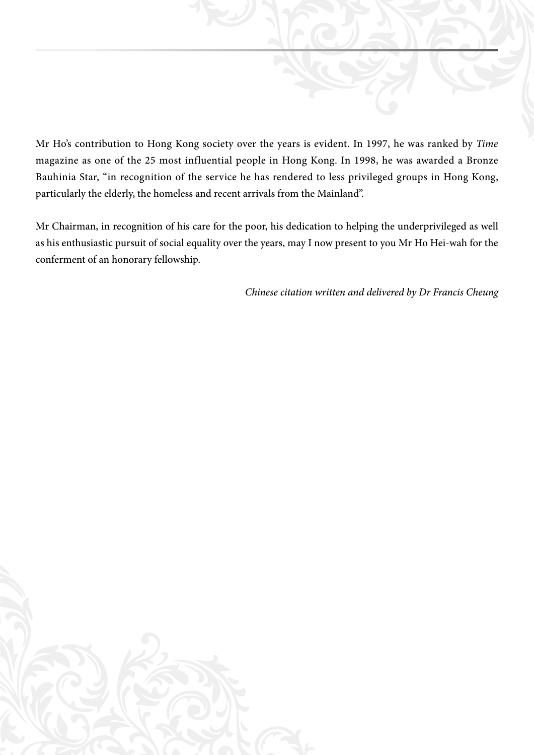Mr Ho's contribution to Hong Kong society over the years is evident. In 1997, he was ranked by *Time* magazine as one of the 25 most influential people in Hong Kong. In 1998, he was awarded a Bronze Bauhinia Star, "in recognition of the service he has rendered to less privileged groups in Hong Kong, particularly the elderly, the homeless and recent arrivals from the Mainland".

Mr Chairman, in recognition of his care for the poor, his dedication to helping the underprivileged as well as his enthusiastic pursuit of social equality over the years, may I now present to you Mr Ho Hei-wah for the conferment of an honorary fellowship.

*Chinese citation written and delivered by Dr Francis Cheung*